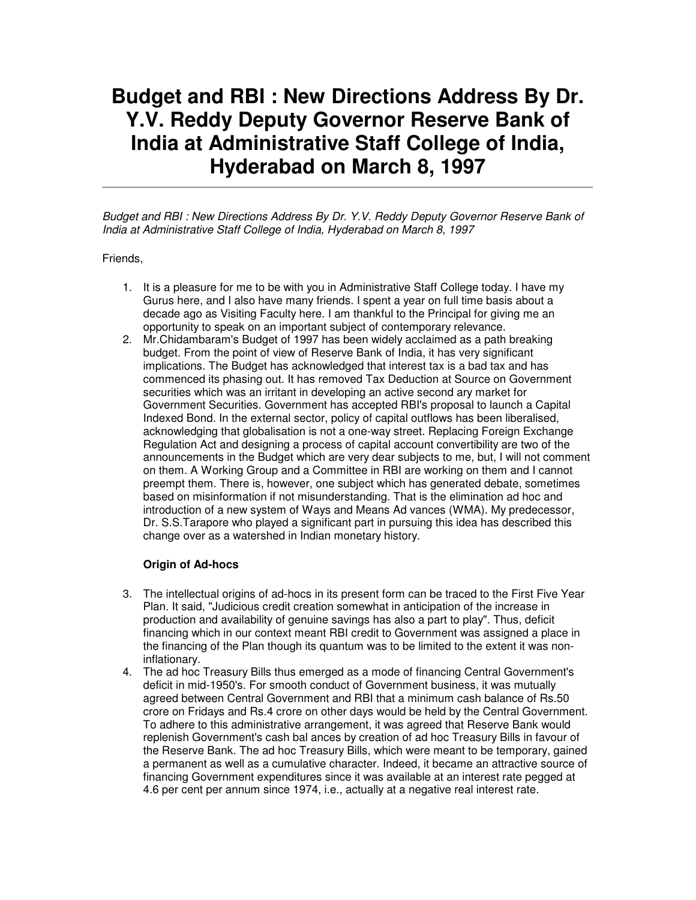# Budget and RBI : New Directions Address By Dr. Y.V. Reddy Deputy Governor Reserve Bank of India at Administrative Staff College of India, Hyderabad on March 8, 1997

*Budget and RBI : New Directions Address By Dr. Y.V. Reddy Deputy Governor Reserve Bank of India at Administrative Staff College of India, Hyderabad on March 8, 1997*

Friends,

1. It is a pleasure for me to be with you in Administrative Staff College today. I have my Gurus here, and I also have many friends. I spent a year on full time basis about a decade ago as Visiting Faculty here. I am thankful to the Principal for giving me an opportunity to speak on an important subject of contemporary relevance.
2. Mr.Chidambaram's Budget of 1997 has been widely acclaimed as a path breaking budget. From the point of view of Reserve Bank of India, it has very significant implications. The Budget has acknowledged that interest tax is a bad tax and has commenced its phasing out. It has removed Tax Deduction at Source on Government securities which was an irritant in developing an active second ary market for Government Securities. Government has accepted RBI's proposal to launch a Capital Indexed Bond. In the external sector, policy of capital outflows has been liberalised, acknowledging that globalisation is not a one-way street. Replacing Foreign Exchange Regulation Act and designing a process of capital account convertibility are two of the announcements in the Budget which are very dear subjects to me, but, I will not comment on them. A Working Group and a Committee in RBI are working on them and I cannot preempt them. There is, however, one subject which has generated debate, sometimes based on misinformation if not misunderstanding. That is the elimination ad hoc and introduction of a new system of Ways and Means Ad vances (WMA). My predecessor, Dr. S.S.Tarapore who played a significant part in pursuing this idea has described this change over as a watershed in Indian monetary history.

### Origin of Ad-hocs

3. The intellectual origins of ad-hocs in its present form can be traced to the First Five Year Plan. It said, "Judicious credit creation somewhat in anticipation of the increase in production and availability of genuine savings has also a part to play". Thus, deficit financing which in our context meant RBI credit to Government was assigned a place in the financing of the Plan though its quantum was to be limited to the extent it was non-inflationary.
4. The ad hoc Treasury Bills thus emerged as a mode of financing Central Government's deficit in mid-1950's. For smooth conduct of Government business, it was mutually agreed between Central Government and RBI that a minimum cash balance of Rs.50 crore on Fridays and Rs.4 crore on other days would be held by the Central Government. To adhere to this administrative arrangement, it was agreed that Reserve Bank would replenish Government's cash bal ances by creation of ad hoc Treasury Bills in favour of the Reserve Bank. The ad hoc Treasury Bills, which were meant to be temporary, gained a permanent as well as a cumulative character. Indeed, it became an attractive source of financing Government expenditures since it was available at an interest rate pegged at 4.6 per cent per annum since 1974, i.e., actually at a negative real interest rate.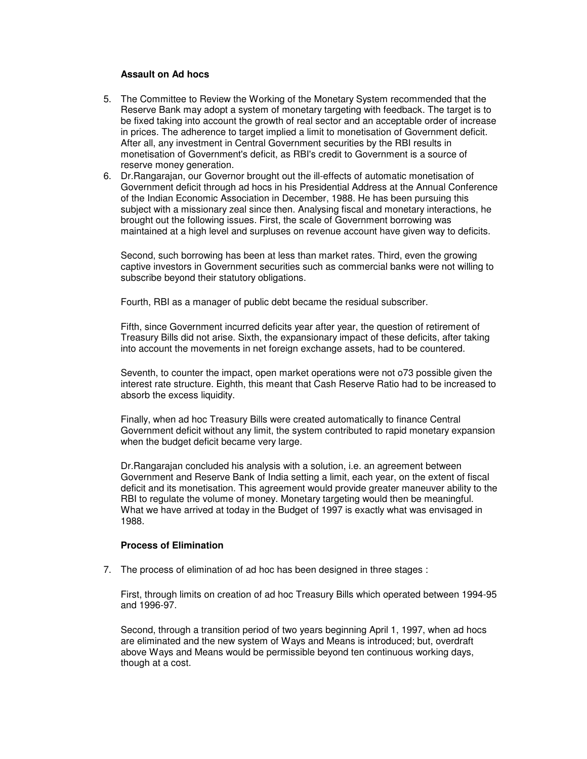### Assault on Ad hocs

5. The Committee to Review the Working of the Monetary System recommended that the Reserve Bank may adopt a system of monetary targeting with feedback. The target is to be fixed taking into account the growth of real sector and an acceptable order of increase in prices. The adherence to target implied a limit to monetisation of Government deficit. After all, any investment in Central Government securities by the RBI results in monetisation of Government's deficit, as RBI's credit to Government is a source of reserve money generation.
6. Dr.Rangarajan, our Governor brought out the ill-effects of automatic monetisation of Government deficit through ad hocs in his Presidential Address at the Annual Conference of the Indian Economic Association in December, 1988. He has been pursuing this subject with a missionary zeal since then. Analysing fiscal and monetary interactions, he brought out the following issues. First, the scale of Government borrowing was maintained at a high level and surpluses on revenue account have given way to deficits.

   Second, such borrowing has been at less than market rates. Third, even the growing captive investors in Government securities such as commercial banks were not willing to subscribe beyond their statutory obligations.

   Fourth, RBI as a manager of public debt became the residual subscriber.

   Fifth, since Government incurred deficits year after year, the question of retirement of Treasury Bills did not arise. Sixth, the expansionary impact of these deficits, after taking into account the movements in net foreign exchange assets, had to be countered.

   Seventh, to counter the impact, open market operations were not o73 possible given the interest rate structure. Eighth, this meant that Cash Reserve Ratio had to be increased to absorb the excess liquidity.

   Finally, when ad hoc Treasury Bills were created automatically to finance Central Government deficit without any limit, the system contributed to rapid monetary expansion when the budget deficit became very large.

   Dr.Rangarajan concluded his analysis with a solution, i.e. an agreement between Government and Reserve Bank of India setting a limit, each year, on the extent of fiscal deficit and its monetisation. This agreement would provide greater maneuver ability to the RBI to regulate the volume of money. Monetary targeting would then be meaningful. What we have arrived at today in the Budget of 1997 is exactly what was envisaged in 1988.

### Process of Elimination

7. The process of elimination of ad hoc has been designed in three stages :

   First, through limits on creation of ad hoc Treasury Bills which operated between 1994-95 and 1996-97.

   Second, through a transition period of two years beginning April 1, 1997, when ad hocs are eliminated and the new system of Ways and Means is introduced; but, overdraft above Ways and Means would be permissible beyond ten continuous working days, though at a cost.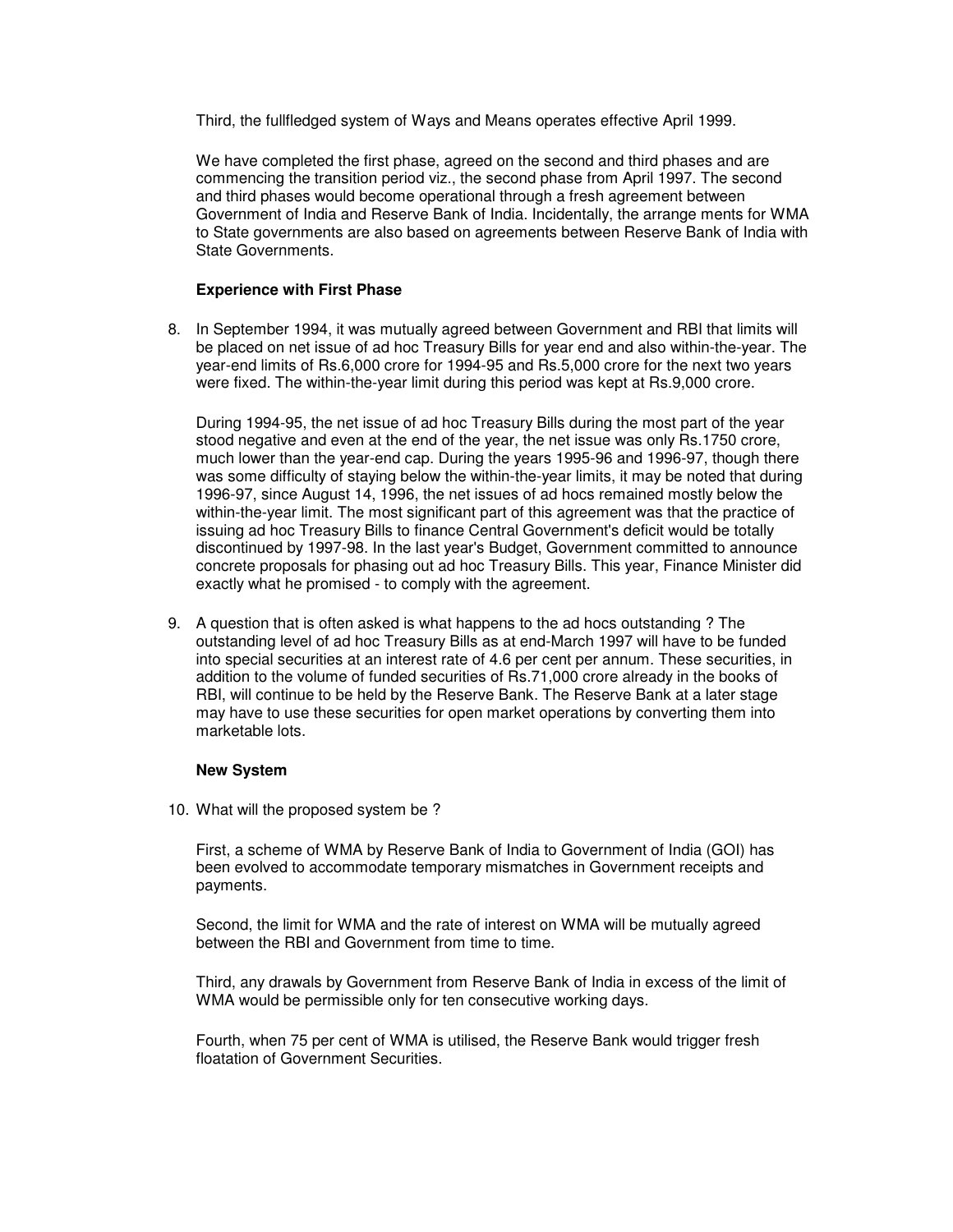Third, the fullfledged system of Ways and Means operates effective April 1999.

We have completed the first phase, agreed on the second and third phases and are commencing the transition period viz., the second phase from April 1997. The second and third phases would become operational through a fresh agreement between Government of India and Reserve Bank of India. Incidentally, the arrange ments for WMA to State governments are also based on agreements between Reserve Bank of India with State Governments.

**Experience with First Phase**

8. In September 1994, it was mutually agreed between Government and RBI that limits will be placed on net issue of ad hoc Treasury Bills for year end and also within-the-year. The year-end limits of Rs.6,000 crore for 1994-95 and Rs.5,000 crore for the next two years were fixed. The within-the-year limit during this period was kept at Rs.9,000 crore.

   During 1994-95, the net issue of ad hoc Treasury Bills during the most part of the year stood negative and even at the end of the year, the net issue was only Rs.1750 crore, much lower than the year-end cap. During the years 1995-96 and 1996-97, though there was some difficulty of staying below the within-the-year limits, it may be noted that during 1996-97, since August 14, 1996, the net issues of ad hocs remained mostly below the within-the-year limit. The most significant part of this agreement was that the practice of issuing ad hoc Treasury Bills to finance Central Government's deficit would be totally discontinued by 1997-98. In the last year's Budget, Government committed to announce concrete proposals for phasing out ad hoc Treasury Bills. This year, Finance Minister did exactly what he promised - to comply with the agreement.

9. A question that is often asked is what happens to the ad hocs outstanding ? The outstanding level of ad hoc Treasury Bills as at end-March 1997 will have to be funded into special securities at an interest rate of 4.6 per cent per annum. These securities, in addition to the volume of funded securities of Rs.71,000 crore already in the books of RBI, will continue to be held by the Reserve Bank. The Reserve Bank at a later stage may have to use these securities for open market operations by converting them into marketable lots.

**New System**

10. What will the proposed system be ?

    First, a scheme of WMA by Reserve Bank of India to Government of India (GOI) has been evolved to accommodate temporary mismatches in Government receipts and payments.

    Second, the limit for WMA and the rate of interest on WMA will be mutually agreed between the RBI and Government from time to time.

    Third, any drawals by Government from Reserve Bank of India in excess of the limit of WMA would be permissible only for ten consecutive working days.

    Fourth, when 75 per cent of WMA is utilised, the Reserve Bank would trigger fresh floatation of Government Securities.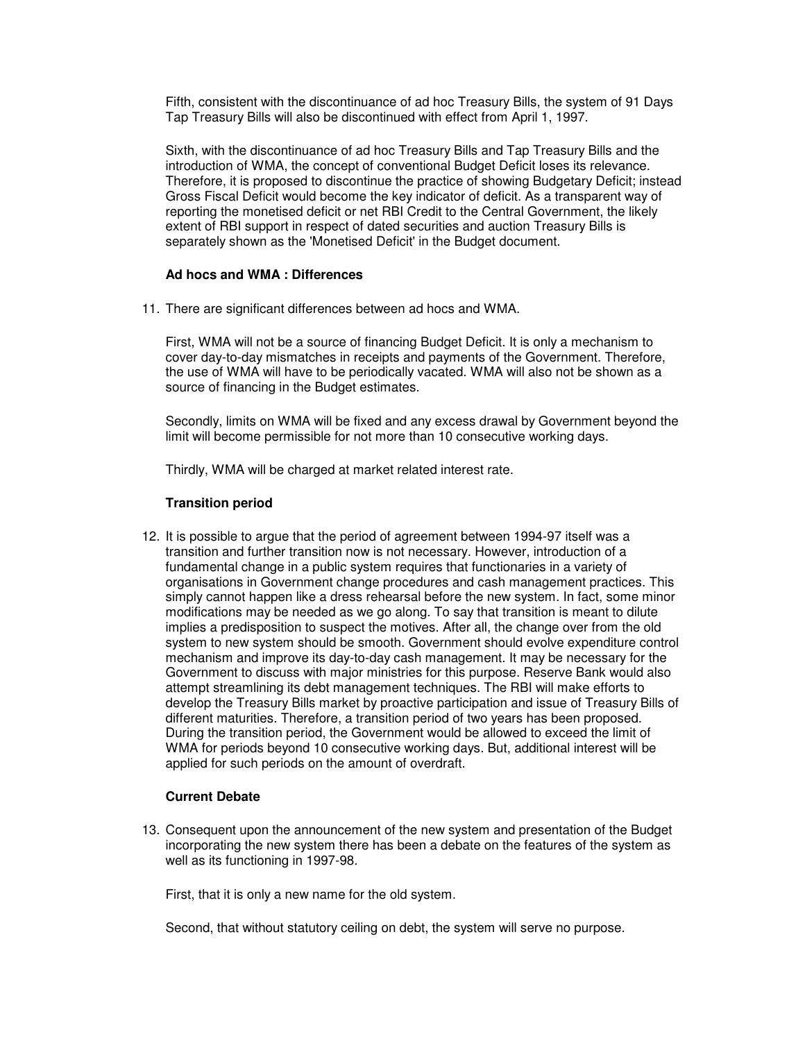Fifth, consistent with the discontinuance of ad hoc Treasury Bills, the system of 91 Days Tap Treasury Bills will also be discontinued with effect from April 1, 1997.

Sixth, with the discontinuance of ad hoc Treasury Bills and Tap Treasury Bills and the introduction of WMA, the concept of conventional Budget Deficit loses its relevance. Therefore, it is proposed to discontinue the practice of showing Budgetary Deficit; instead Gross Fiscal Deficit would become the key indicator of deficit. As a transparent way of reporting the monetised deficit or net RBI Credit to the Central Government, the likely extent of RBI support in respect of dated securities and auction Treasury Bills is separately shown as the 'Monetised Deficit' in the Budget document.

**Ad hocs and WMA : Differences**

11. There are significant differences between ad hocs and WMA.

First, WMA will not be a source of financing Budget Deficit. It is only a mechanism to cover day-to-day mismatches in receipts and payments of the Government. Therefore, the use of WMA will have to be periodically vacated. WMA will also not be shown as a source of financing in the Budget estimates.

Secondly, limits on WMA will be fixed and any excess drawal by Government beyond the limit will become permissible for not more than 10 consecutive working days.

Thirdly, WMA will be charged at market related interest rate.

**Transition period**

12. It is possible to argue that the period of agreement between 1994-97 itself was a transition and further transition now is not necessary. However, introduction of a fundamental change in a public system requires that functionaries in a variety of organisations in Government change procedures and cash management practices. This simply cannot happen like a dress rehearsal before the new system. In fact, some minor modifications may be needed as we go along. To say that transition is meant to dilute implies a predisposition to suspect the motives. After all, the change over from the old system to new system should be smooth. Government should evolve expenditure control mechanism and improve its day-to-day cash management. It may be necessary for the Government to discuss with major ministries for this purpose. Reserve Bank would also attempt streamlining its debt management techniques. The RBI will make efforts to develop the Treasury Bills market by proactive participation and issue of Treasury Bills of different maturities. Therefore, a transition period of two years has been proposed. During the transition period, the Government would be allowed to exceed the limit of WMA for periods beyond 10 consecutive working days. But, additional interest will be applied for such periods on the amount of overdraft.

**Current Debate**

13. Consequent upon the announcement of the new system and presentation of the Budget incorporating the new system there has been a debate on the features of the system as well as its functioning in 1997-98.

First, that it is only a new name for the old system.

Second, that without statutory ceiling on debt, the system will serve no purpose.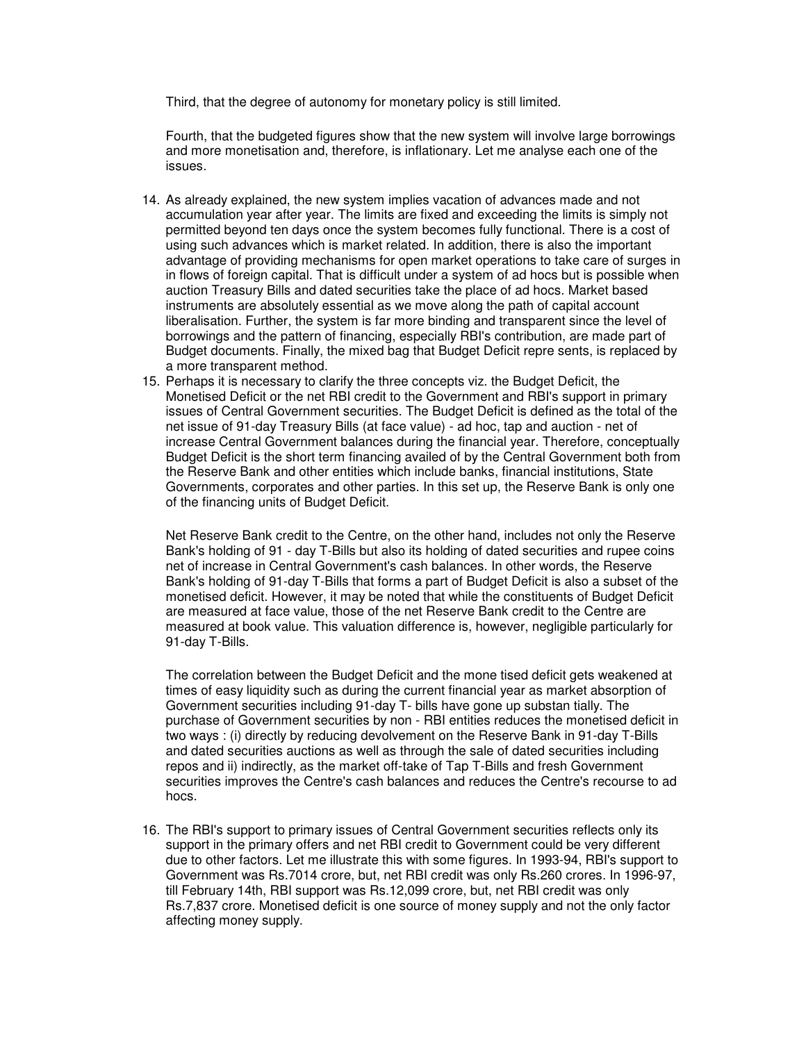Third, that the degree of autonomy for monetary policy is still limited.

Fourth, that the budgeted figures show that the new system will involve large borrowings and more monetisation and, therefore, is inflationary. Let me analyse each one of the issues.

14. As already explained, the new system implies vacation of advances made and not accumulation year after year. The limits are fixed and exceeding the limits is simply not permitted beyond ten days once the system becomes fully functional. There is a cost of using such advances which is market related. In addition, there is also the important advantage of providing mechanisms for open market operations to take care of surges in in flows of foreign capital. That is difficult under a system of ad hocs but is possible when auction Treasury Bills and dated securities take the place of ad hocs. Market based instruments are absolutely essential as we move along the path of capital account liberalisation. Further, the system is far more binding and transparent since the level of borrowings and the pattern of financing, especially RBI's contribution, are made part of Budget documents. Finally, the mixed bag that Budget Deficit repre sents, is replaced by a more transparent method.
15. Perhaps it is necessary to clarify the three concepts viz. the Budget Deficit, the Monetised Deficit or the net RBI credit to the Government and RBI's support in primary issues of Central Government securities. The Budget Deficit is defined as the total of the net issue of 91-day Treasury Bills (at face value) - ad hoc, tap and auction - net of increase Central Government balances during the financial year. Therefore, conceptually Budget Deficit is the short term financing availed of by the Central Government both from the Reserve Bank and other entities which include banks, financial institutions, State Governments, corporates and other parties. In this set up, the Reserve Bank is only one of the financing units of Budget Deficit.

    Net Reserve Bank credit to the Centre, on the other hand, includes not only the Reserve Bank's holding of 91 - day T-Bills but also its holding of dated securities and rupee coins net of increase in Central Government's cash balances. In other words, the Reserve Bank's holding of 91-day T-Bills that forms a part of Budget Deficit is also a subset of the monetised deficit. However, it may be noted that while the constituents of Budget Deficit are measured at face value, those of the net Reserve Bank credit to the Centre are measured at book value. This valuation difference is, however, negligible particularly for 91-day T-Bills.

    The correlation between the Budget Deficit and the mone tised deficit gets weakened at times of easy liquidity such as during the current financial year as market absorption of Government securities including 91-day T- bills have gone up substan tially. The purchase of Government securities by non - RBI entities reduces the monetised deficit in two ways : (i) directly by reducing devolvement on the Reserve Bank in 91-day T-Bills and dated securities auctions as well as through the sale of dated securities including repos and ii) indirectly, as the market off-take of Tap T-Bills and fresh Government securities improves the Centre's cash balances and reduces the Centre's recourse to ad hocs.

16. The RBI's support to primary issues of Central Government securities reflects only its support in the primary offers and net RBI credit to Government could be very different due to other factors. Let me illustrate this with some figures. In 1993-94, RBI's support to Government was Rs.7014 crore, but, net RBI credit was only Rs.260 crores. In 1996-97, till February 14th, RBI support was Rs.12,099 crore, but, net RBI credit was only Rs.7,837 crore. Monetised deficit is one source of money supply and not the only factor affecting money supply.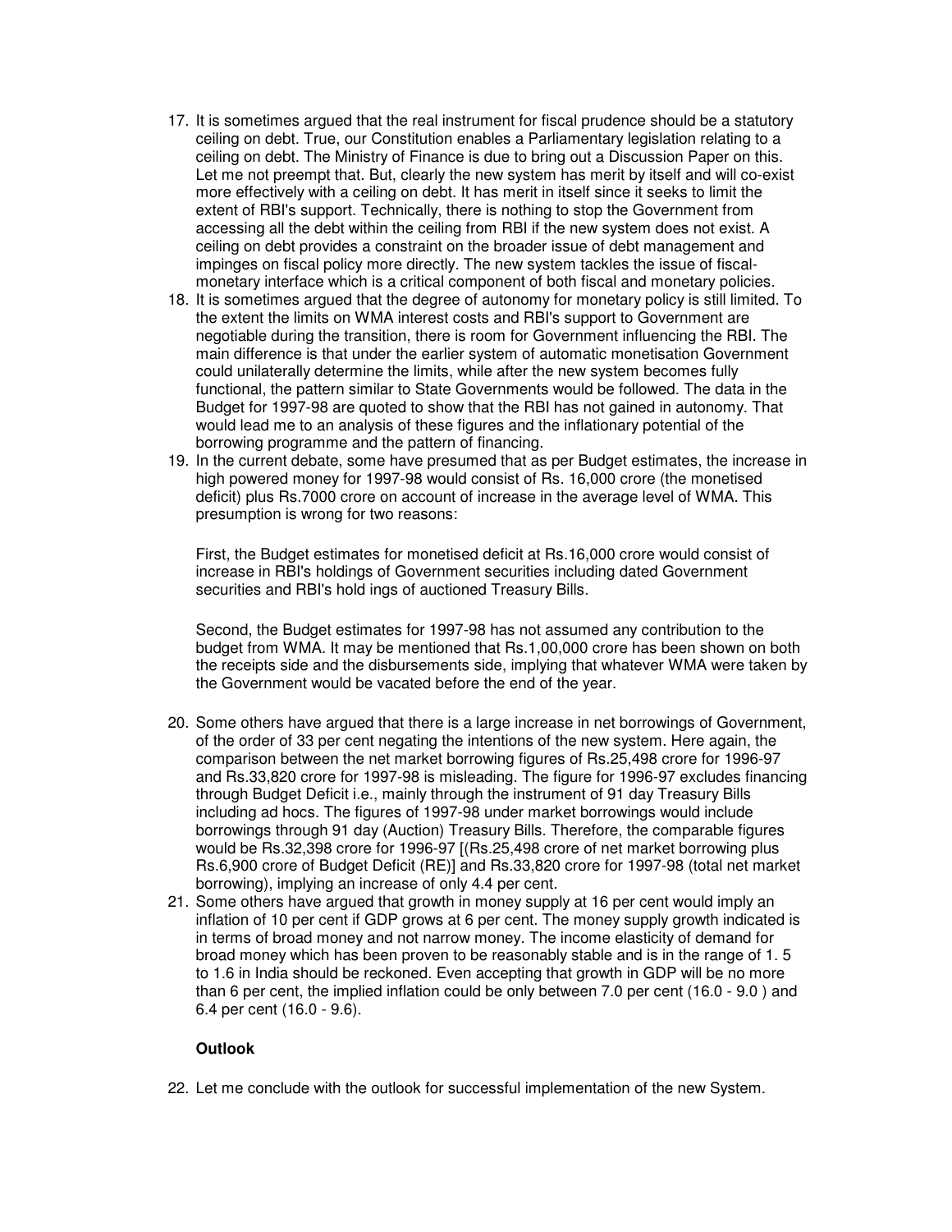17. It is sometimes argued that the real instrument for fiscal prudence should be a statutory ceiling on debt. True, our Constitution enables a Parliamentary legislation relating to a ceiling on debt. The Ministry of Finance is due to bring out a Discussion Paper on this. Let me not preempt that. But, clearly the new system has merit by itself and will co-exist more effectively with a ceiling on debt. It has merit in itself since it seeks to limit the extent of RBI's support. Technically, there is nothing to stop the Government from accessing all the debt within the ceiling from RBI if the new system does not exist. A ceiling on debt provides a constraint on the broader issue of debt management and impinges on fiscal policy more directly. The new system tackles the issue of fiscal-monetary interface which is a critical component of both fiscal and monetary policies.
18. It is sometimes argued that the degree of autonomy for monetary policy is still limited. To the extent the limits on WMA interest costs and RBI's support to Government are negotiable during the transition, there is room for Government influencing the RBI. The main difference is that under the earlier system of automatic monetisation Government could unilaterally determine the limits, while after the new system becomes fully functional, the pattern similar to State Governments would be followed. The data in the Budget for 1997-98 are quoted to show that the RBI has not gained in autonomy. That would lead me to an analysis of these figures and the inflationary potential of the borrowing programme and the pattern of financing.
19. In the current debate, some have presumed that as per Budget estimates, the increase in high powered money for 1997-98 would consist of Rs. 16,000 crore (the monetised deficit) plus Rs.7000 crore on account of increase in the average level of WMA. This presumption is wrong for two reasons:

    First, the Budget estimates for monetised deficit at Rs.16,000 crore would consist of increase in RBI's holdings of Government securities including dated Government securities and RBI's hold ings of auctioned Treasury Bills.

    Second, the Budget estimates for 1997-98 has not assumed any contribution to the budget from WMA. It may be mentioned that Rs.1,00,000 crore has been shown on both the receipts side and the disbursements side, implying that whatever WMA were taken by the Government would be vacated before the end of the year.

20. Some others have argued that there is a large increase in net borrowings of Government, of the order of 33 per cent negating the intentions of the new system. Here again, the comparison between the net market borrowing figures of Rs.25,498 crore for 1996-97 and Rs.33,820 crore for 1997-98 is misleading. The figure for 1996-97 excludes financing through Budget Deficit i.e., mainly through the instrument of 91 day Treasury Bills including ad hocs. The figures of 1997-98 under market borrowings would include borrowings through 91 day (Auction) Treasury Bills. Therefore, the comparable figures would be Rs.32,398 crore for 1996-97 [(Rs.25,498 crore of net market borrowing plus Rs.6,900 crore of Budget Deficit (RE)] and Rs.33,820 crore for 1997-98 (total net market borrowing), implying an increase of only 4.4 per cent.
21. Some others have argued that growth in money supply at 16 per cent would imply an inflation of 10 per cent if GDP grows at 6 per cent. The money supply growth indicated is in terms of broad money and not narrow money. The income elasticity of demand for broad money which has been proven to be reasonably stable and is in the range of 1. 5 to 1.6 in India should be reckoned. Even accepting that growth in GDP will be no more than 6 per cent, the implied inflation could be only between 7.0 per cent (16.0 - 9.0 ) and 6.4 per cent (16.0 - 9.6).

**Outlook**

22. Let me conclude with the outlook for successful implementation of the new System.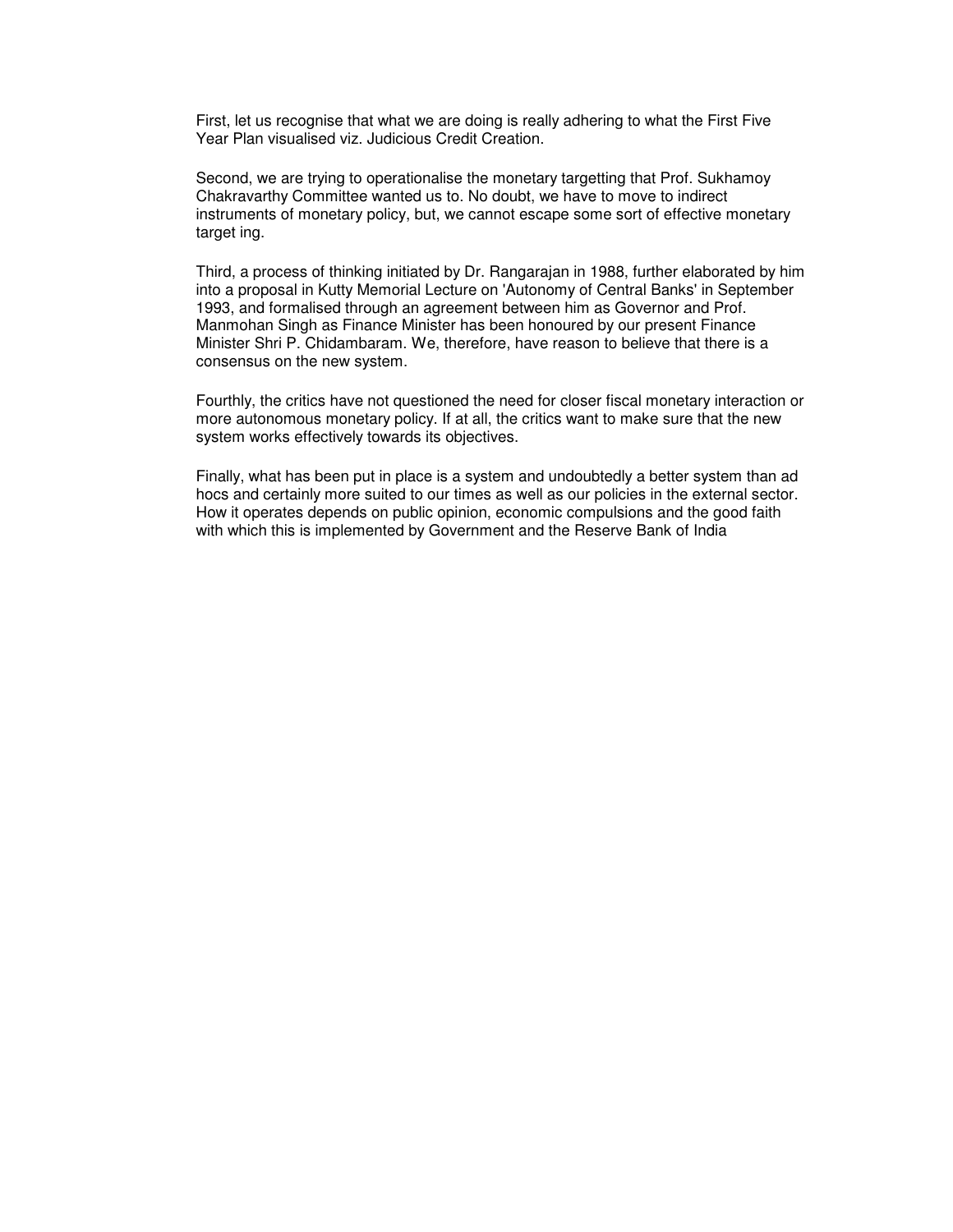First, let us recognise that what we are doing is really adhering to what the First Five Year Plan visualised viz. Judicious Credit Creation.

Second, we are trying to operationalise the monetary targetting that Prof. Sukhamoy Chakravarthy Committee wanted us to. No doubt, we have to move to indirect instruments of monetary policy, but, we cannot escape some sort of effective monetary target ing.

Third, a process of thinking initiated by Dr. Rangarajan in 1988, further elaborated by him into a proposal in Kutty Memorial Lecture on 'Autonomy of Central Banks' in September 1993, and formalised through an agreement between him as Governor and Prof. Manmohan Singh as Finance Minister has been honoured by our present Finance Minister Shri P. Chidambaram. We, therefore, have reason to believe that there is a consensus on the new system.

Fourthly, the critics have not questioned the need for closer fiscal monetary interaction or more autonomous monetary policy. If at all, the critics want to make sure that the new system works effectively towards its objectives.

Finally, what has been put in place is a system and undoubtedly a better system than ad hocs and certainly more suited to our times as well as our policies in the external sector. How it operates depends on public opinion, economic compulsions and the good faith with which this is implemented by Government and the Reserve Bank of India